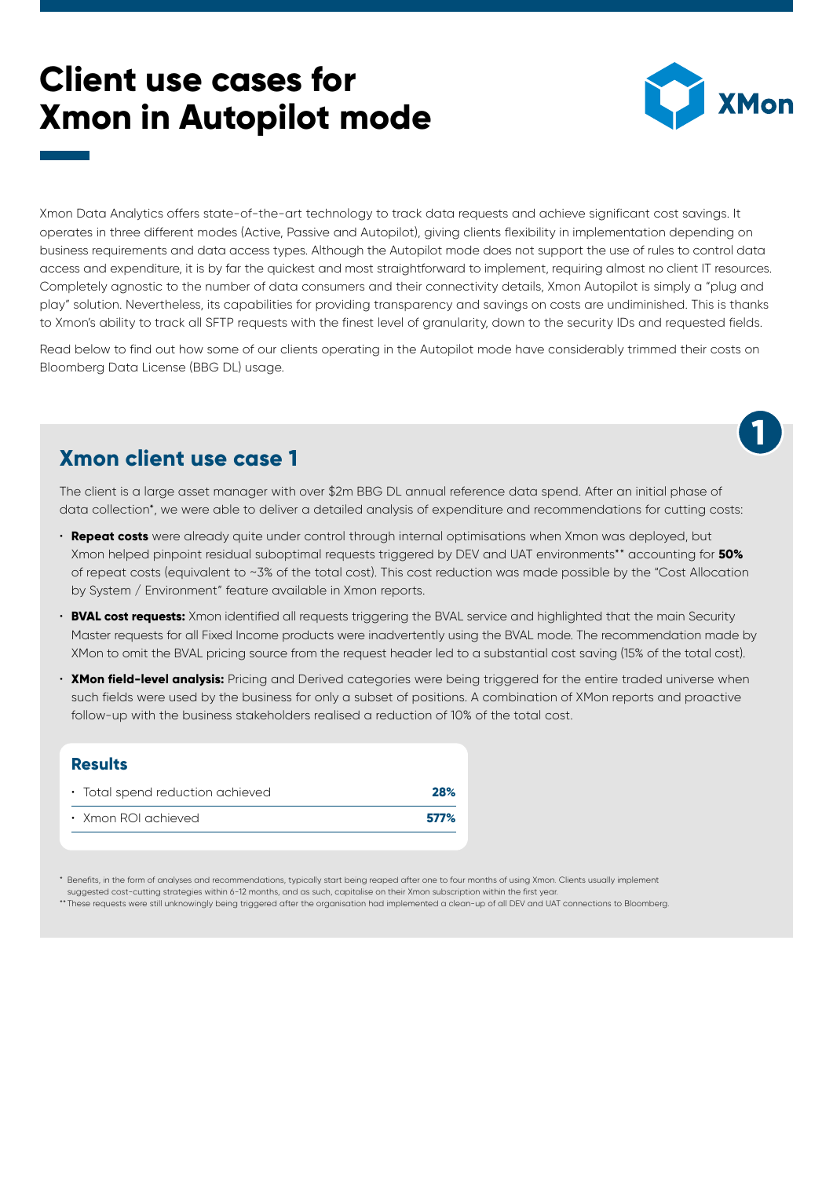# Client use cases for Xmon in Autopilot mode

Xmon Data Analytics offers state-of-the-art technology to track data requests and achieve significant cost savings. It operates in three different modes (Active, Passive and Autopilot), giving clients flexibility in implementation depending on business requirements and data access types. Although the Autopilot mode does not support the use of rules to control data access and expenditure, it is by far the quickest and most straightforward to implement, requiring almost no client IT resources. Completely agnostic to the number of data consumers and their connectivity details, Xmon Autopilot is simply a "plug and play" solution. Nevertheless, its capabilities for providing transparency and savings on costs are undiminished. This is thanks to Xmon's ability to track all SFTP requests with the finest level of granularity, down to the security IDs and requested fields.

Read below to find out how some of our clients operating in the Autopilot mode have considerably trimmed their costs on Bloomberg Data License (BBG DL) usage.

## Xmon client use case 1

The client is a large asset manager with over $2m BBG DL annual reference data spend. After an initial phase of data collection*, we were able to deliver a detailed analysis of expenditure and recommendations for cutting costs:

- **Repeat costs** were already quite under control through internal optimisations when Xmon was deployed, but Xmon helped pinpoint residual suboptimal requests triggered by DEV and UAT environments** accounting for **50%** of repeat costs (equivalent to ~3% of the total cost). This cost reduction was made possible by the "Cost Allocation by System / Environment" feature available in Xmon reports.
- **BVAL cost requests:** Xmon identified all requests triggering the BVAL service and highlighted that the main Security Master requests for all Fixed Income products were inadvertently using the BVAL mode. The recommendation made by XMon to omit the BVAL pricing source from the request header led to a substantial cost saving (15% of the total cost).
- **XMon field-level analysis:** Pricing and Derived categories were being triggered for the entire traded universe when such fields were used by the business for only a subset of positions. A combination of XMon reports and proactive follow-up with the business stakeholders realised a reduction of 10% of the total cost.

### Results

| | |
|---|---|
| • Total spend reduction achieved | **28%** |
| • Xmon ROI achieved | **577%** |

\* Benefits, in the form of analyses and recommendations, typically start being reaped after one to four months of using Xmon. Clients usually implement suggested cost-cutting strategies within 6-12 months, and as such, capitalise on their Xmon subscription within the first year.

** These requests were still unknowingly being triggered after the organisation had implemented a clean-up of all DEV and UAT connections to Bloomberg.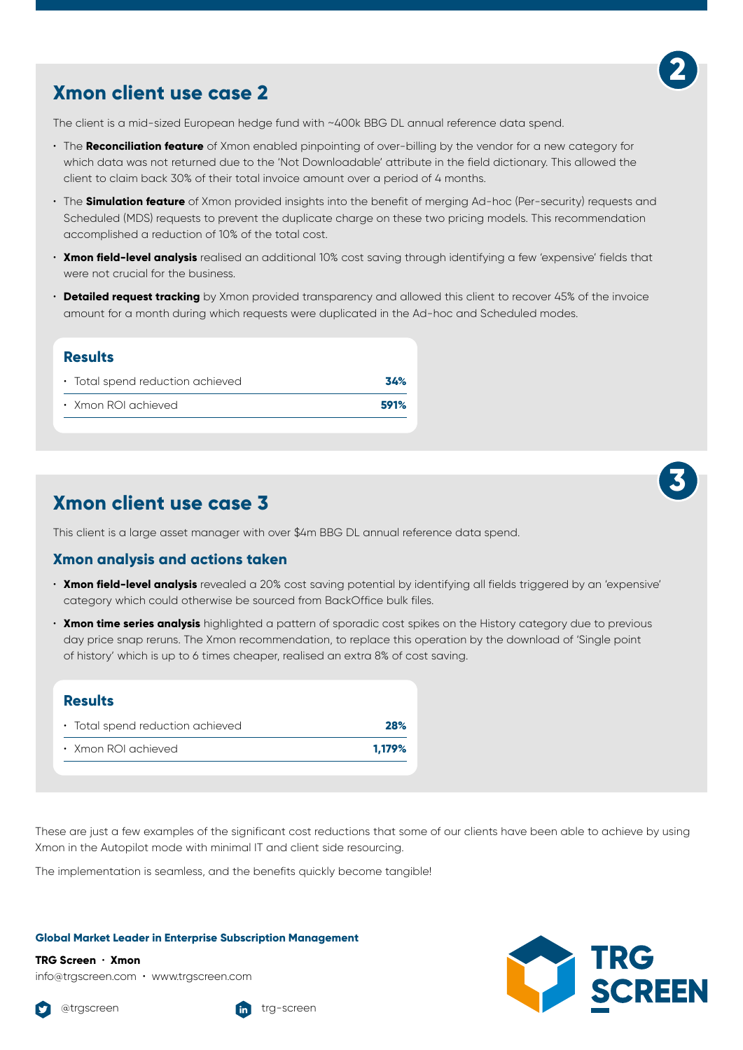## Xmon client use case 2

The client is a mid-sized European hedge fund with ~400k BBG DL annual reference data spend.

- The **Reconciliation feature** of Xmon enabled pinpointing of over-billing by the vendor for a new category for which data was not returned due to the 'Not Downloadable' attribute in the field dictionary. This allowed the client to claim back 30% of their total invoice amount over a period of 4 months.
- The **Simulation feature** of Xmon provided insights into the benefit of merging Ad-hoc (Per-security) requests and Scheduled (MDS) requests to prevent the duplicate charge on these two pricing models. This recommendation accomplished a reduction of 10% of the total cost.
- **Xmon field-level analysis** realised an additional 10% cost saving through identifying a few 'expensive' fields that were not crucial for the business.
- **Detailed request tracking** by Xmon provided transparency and allowed this client to recover 45% of the invoice amount for a month during which requests were duplicated in the Ad-hoc and Scheduled modes.

### Results

| | |
|---|---|
| • Total spend reduction achieved | **34%** |
| • Xmon ROI achieved | **591%** |

## Xmon client use case 3

This client is a large asset manager with over $4m BBG DL annual reference data spend.

### Xmon analysis and actions taken

- **Xmon field-level analysis** revealed a 20% cost saving potential by identifying all fields triggered by an 'expensive' category which could otherwise be sourced from BackOffice bulk files.
- **Xmon time series analysis** highlighted a pattern of sporadic cost spikes on the History category due to previous day price snap reruns. The Xmon recommendation, to replace this operation by the download of 'Single point of history' which is up to 6 times cheaper, realised an extra 8% of cost saving.

### Results

| | |
|---|---|
| • Total spend reduction achieved | **28%** |
| • Xmon ROI achieved | **1,179%** |

These are just a few examples of the significant cost reductions that some of our clients have been able to achieve by using Xmon in the Autopilot mode with minimal IT and client side resourcing.

The implementation is seamless, and the benefits quickly become tangible!

**Global Market Leader in Enterprise Subscription Management**

**TRG Screen • Xmon**
info@trgscreen.com • www.trgscreen.com

@trgscreen

trg-screen

TRG SCREEN